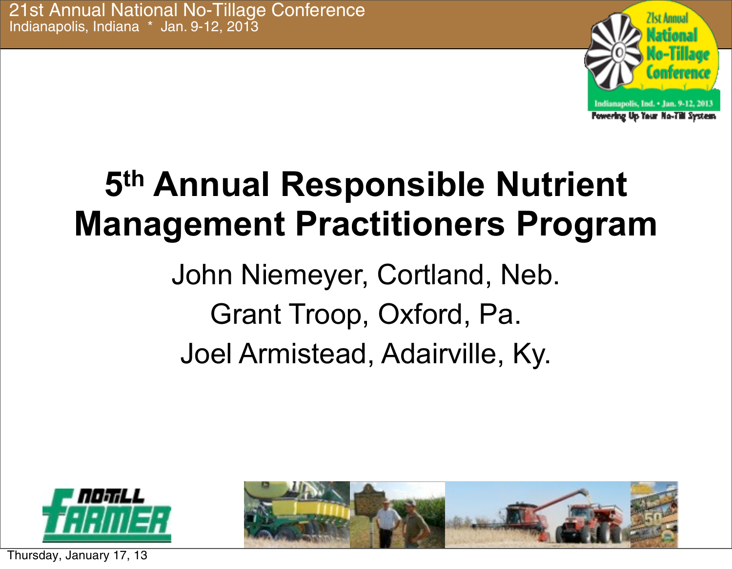# 5th Annual Responsible Nutrient Management Practitioners Program

John Niemeyer, Cortland, Neb.

Grant Troop, Oxford, Pa.

Joel Armistead, Adairville, Ky.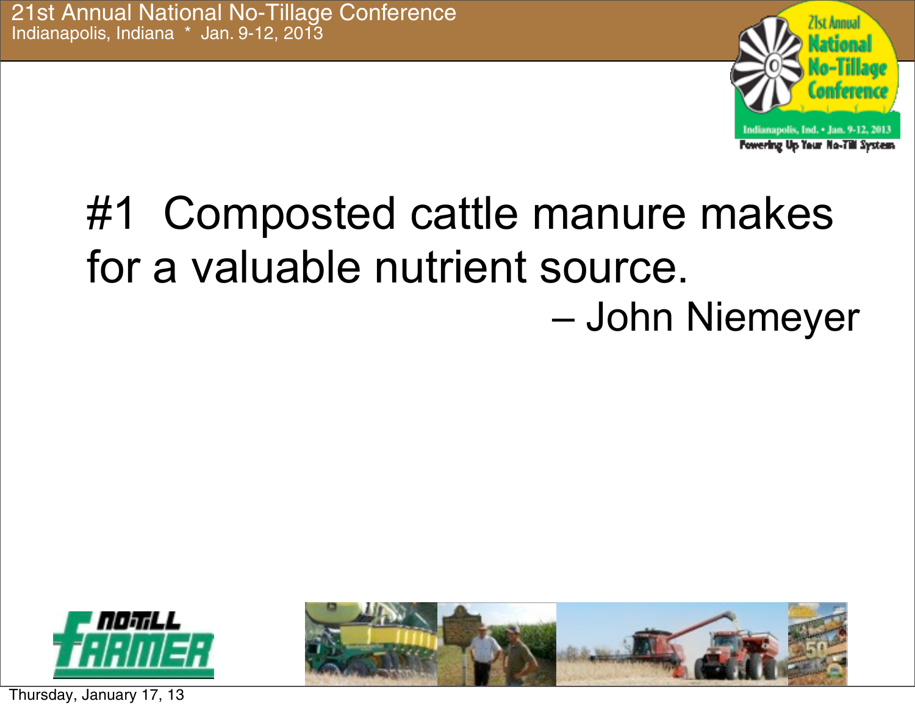#1 Composted cattle manure makes for a valuable nutrient source.

– John Niemeyer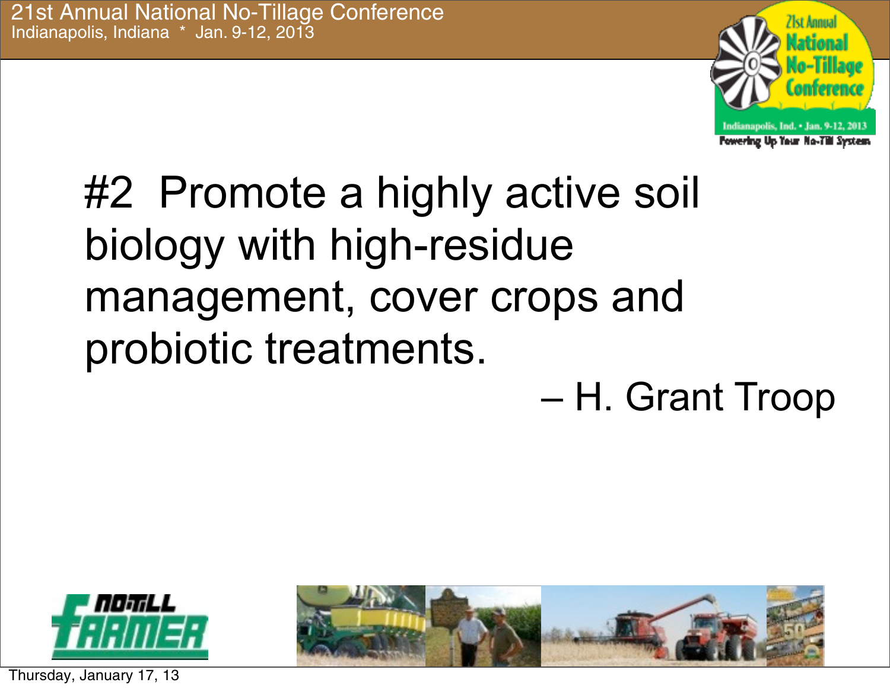#2 Promote a highly active soil biology with high-residue management, cover crops and probiotic treatments.

– H. Grant Troop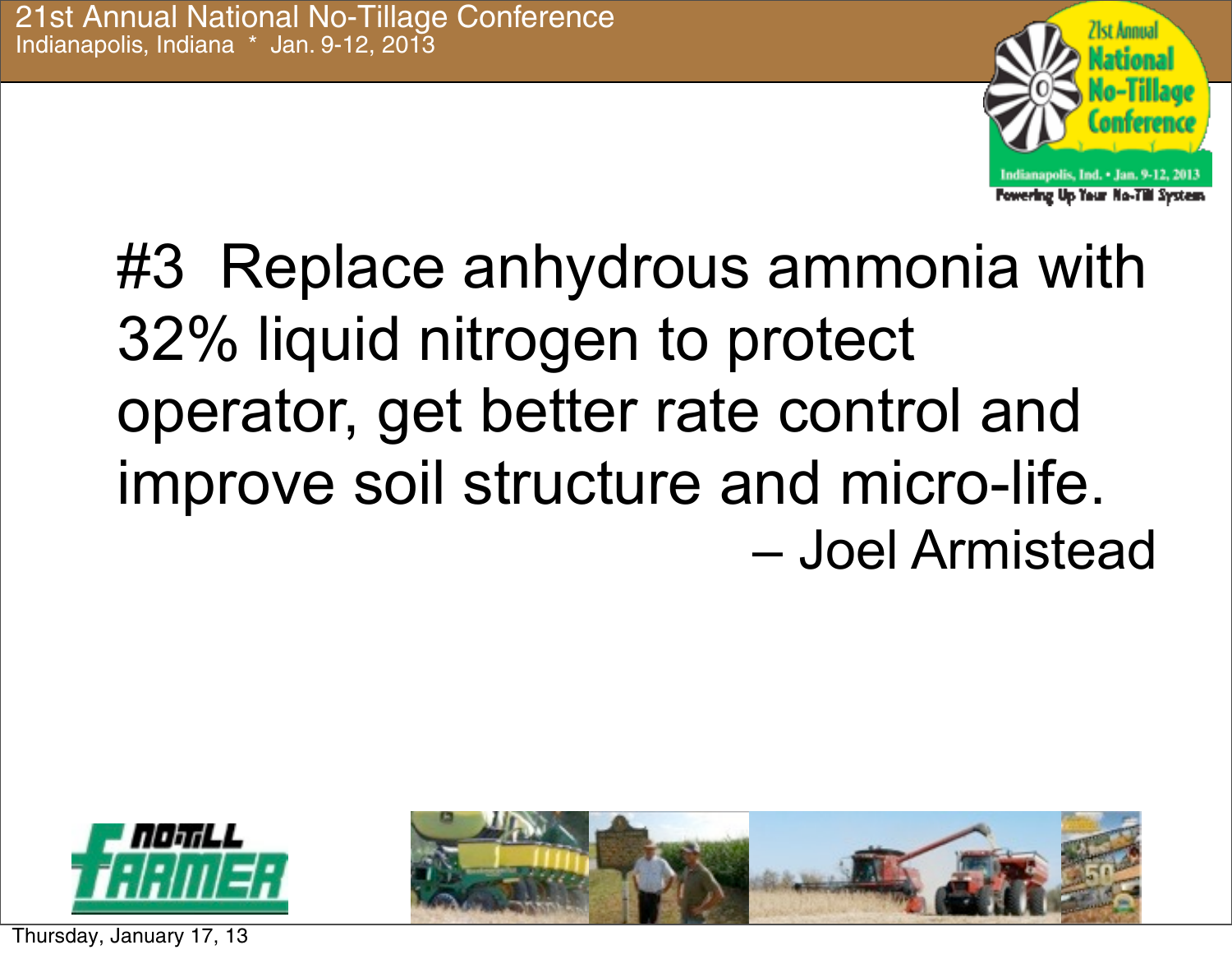#3 Replace anhydrous ammonia with 32% liquid nitrogen to protect operator, get better rate control and improve soil structure and micro-life.

– Joel Armistead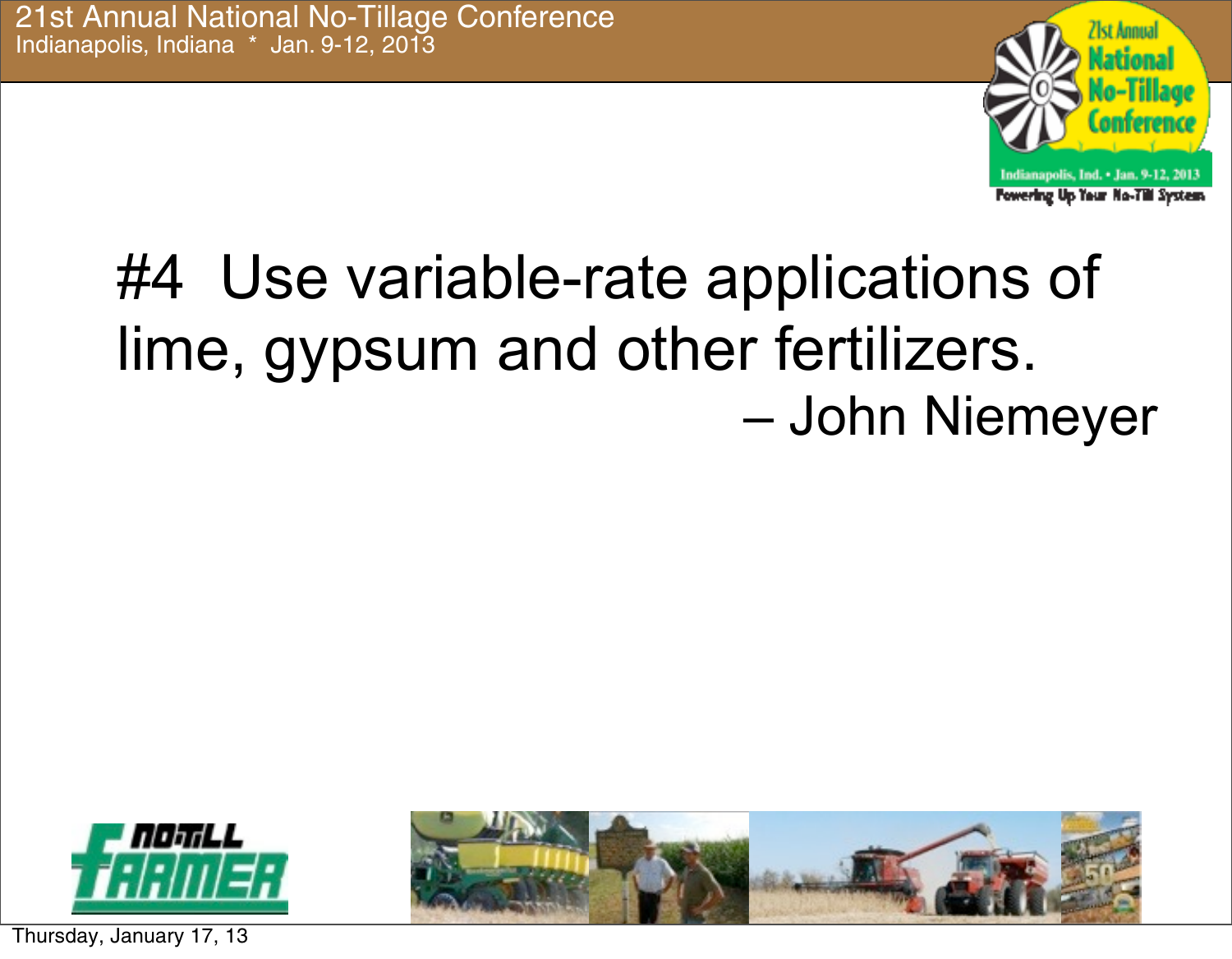#4 Use variable-rate applications of lime, gypsum and other fertilizers.

– John Niemeyer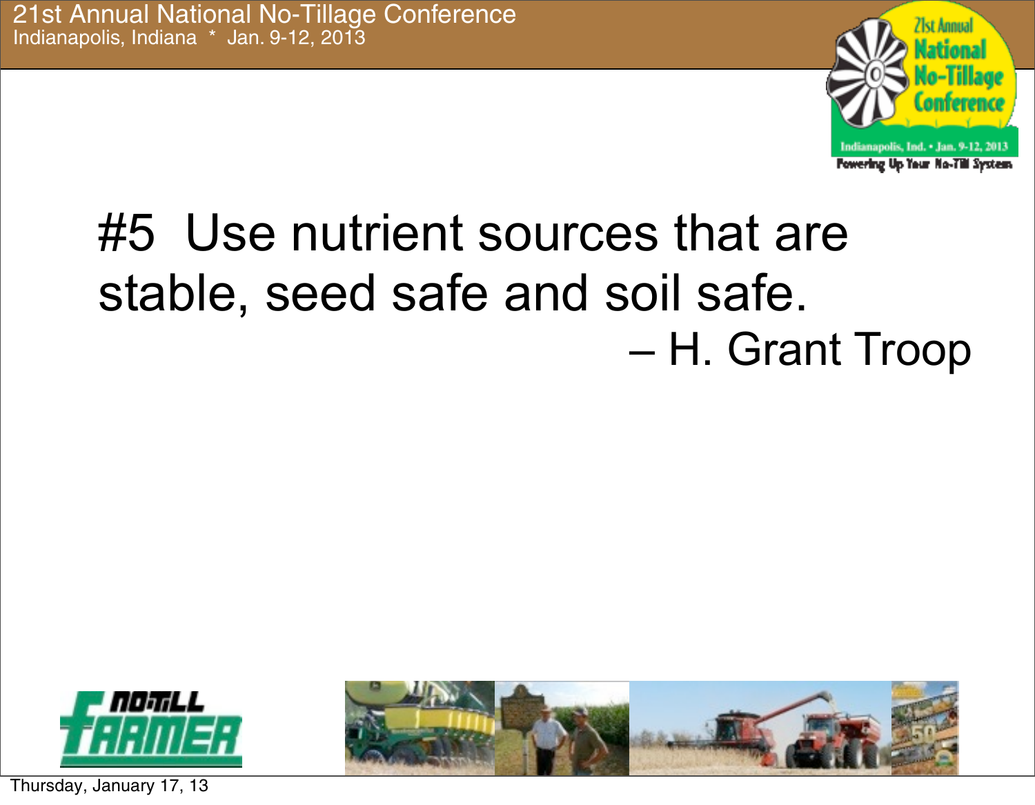#5 Use nutrient sources that are stable, seed safe and soil safe.

– H. Grant Troop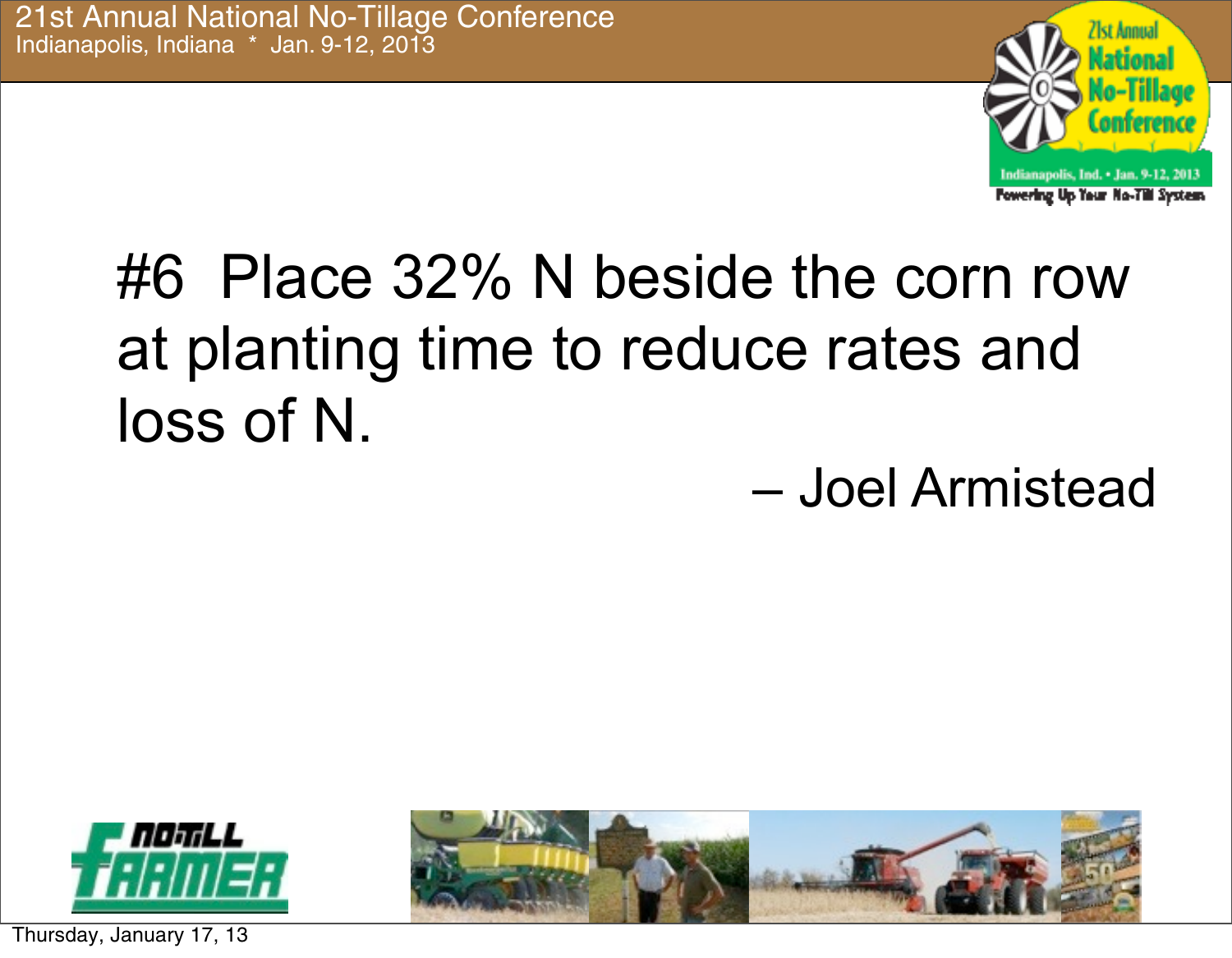#6 Place 32% N beside the corn row at planting time to reduce rates and loss of N.

– Joel Armistead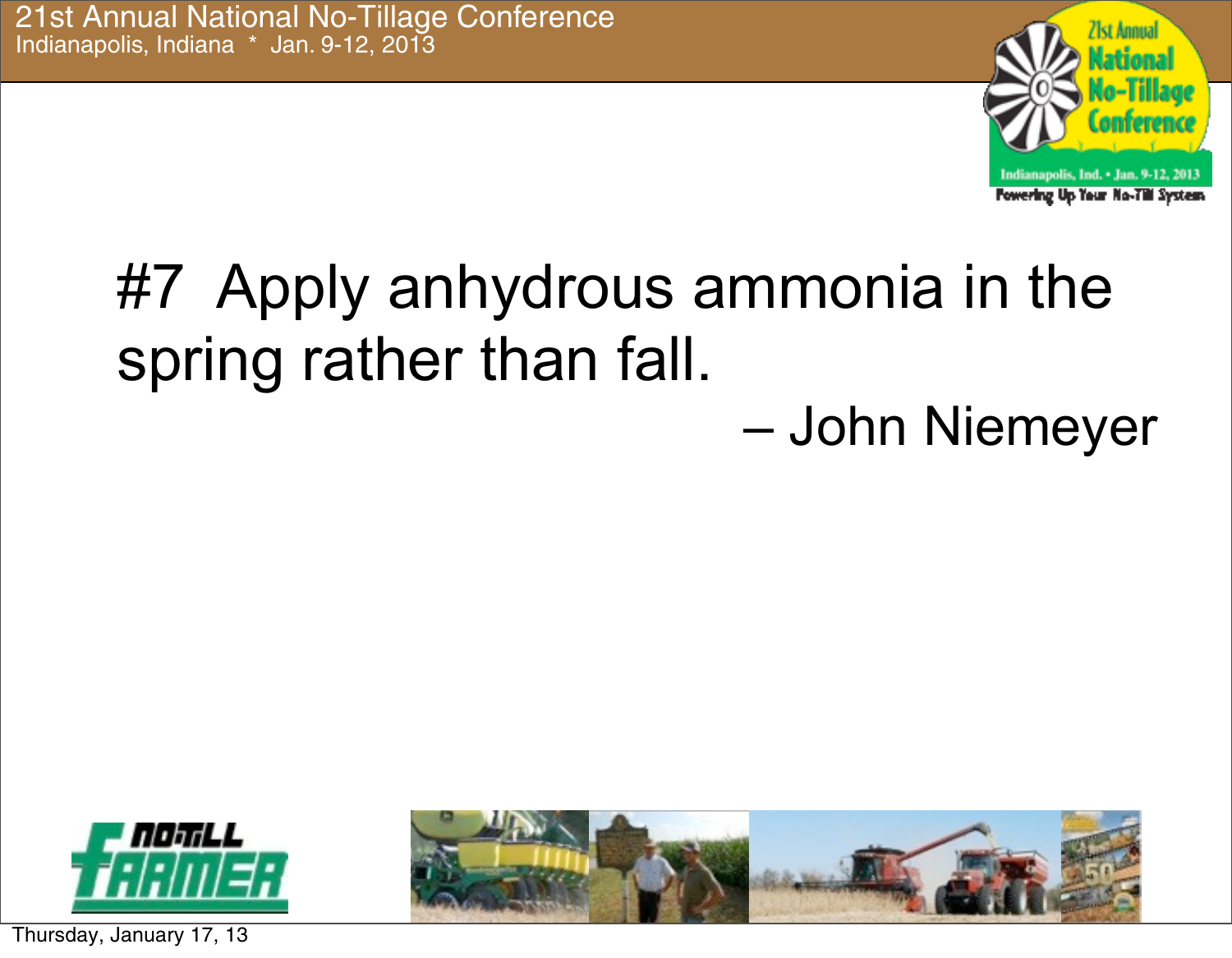#7 Apply anhydrous ammonia in the spring rather than fall.

– John Niemeyer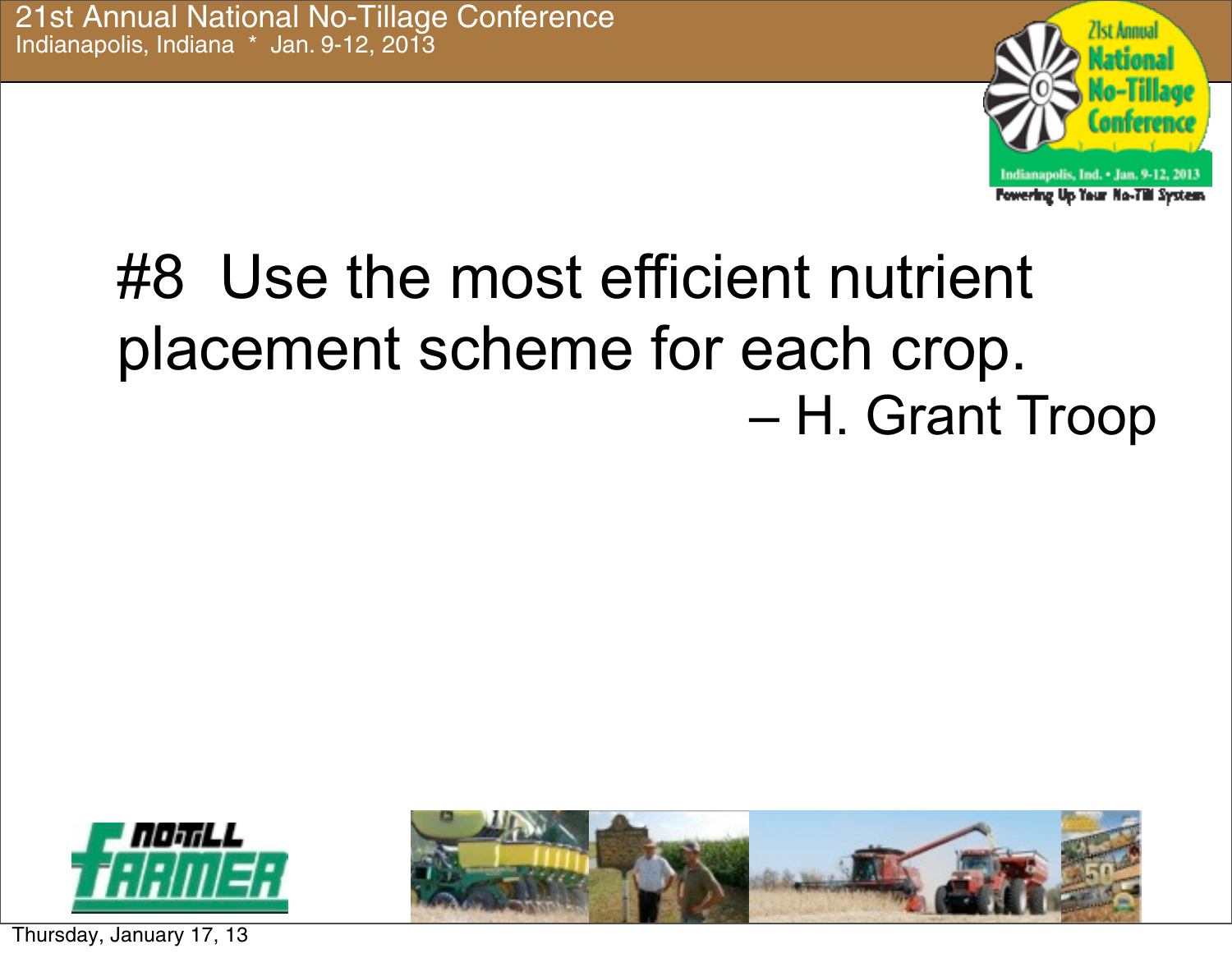#8 Use the most efficient nutrient placement scheme for each crop.

– H. Grant Troop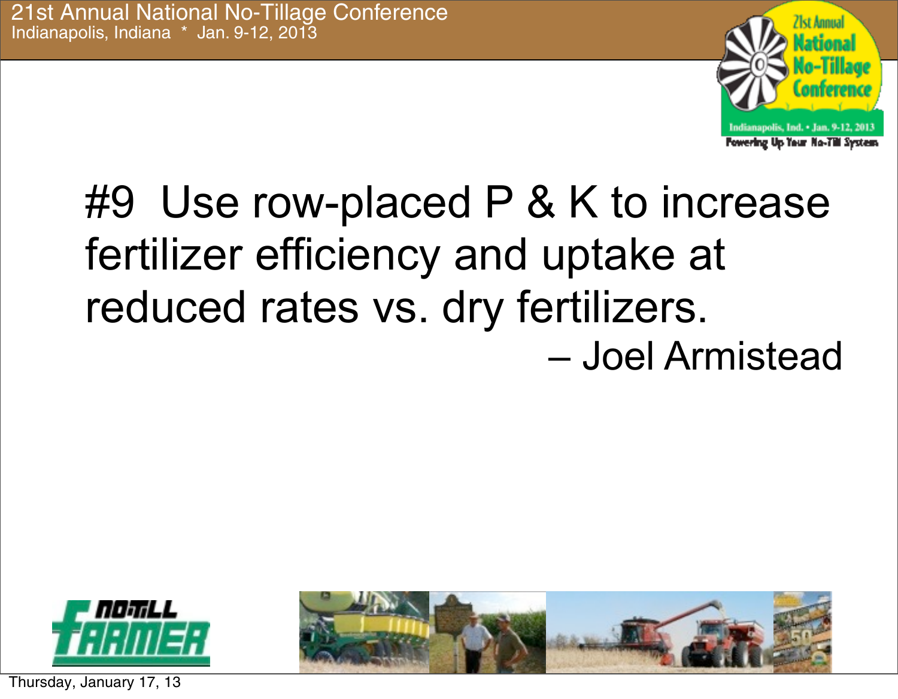#9 Use row-placed P & K to increase fertilizer efficiency and uptake at reduced rates vs. dry fertilizers.

– Joel Armistead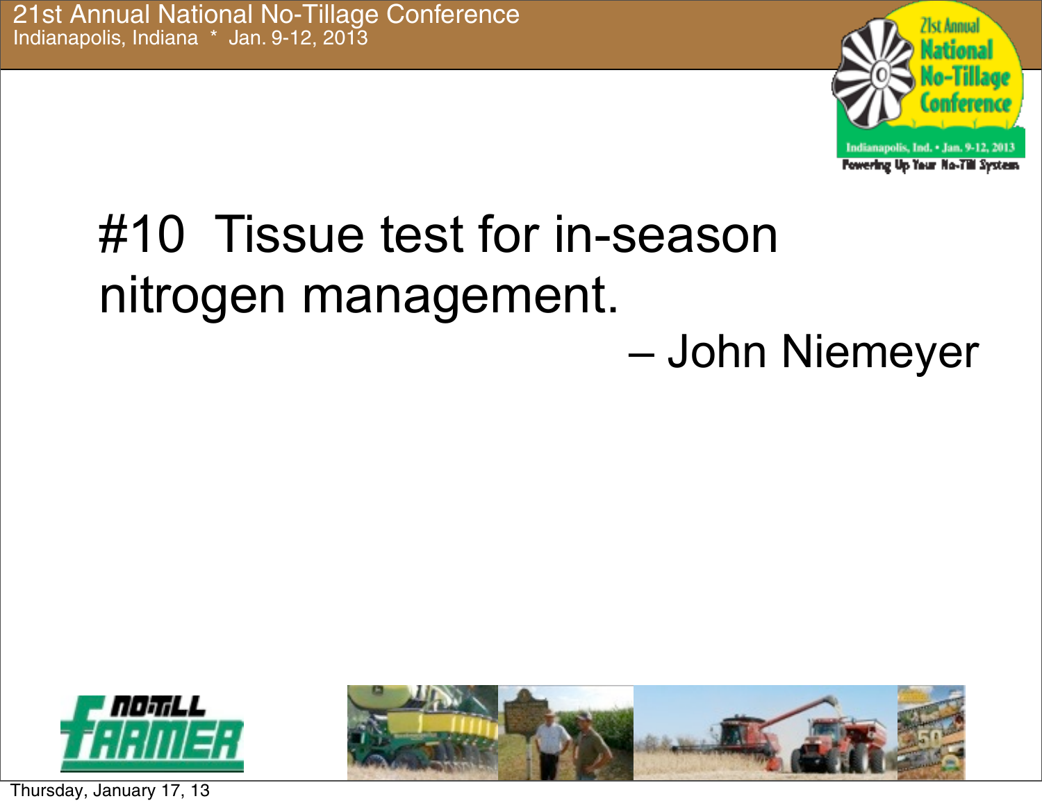#10 Tissue test for in-season nitrogen management.

– John Niemeyer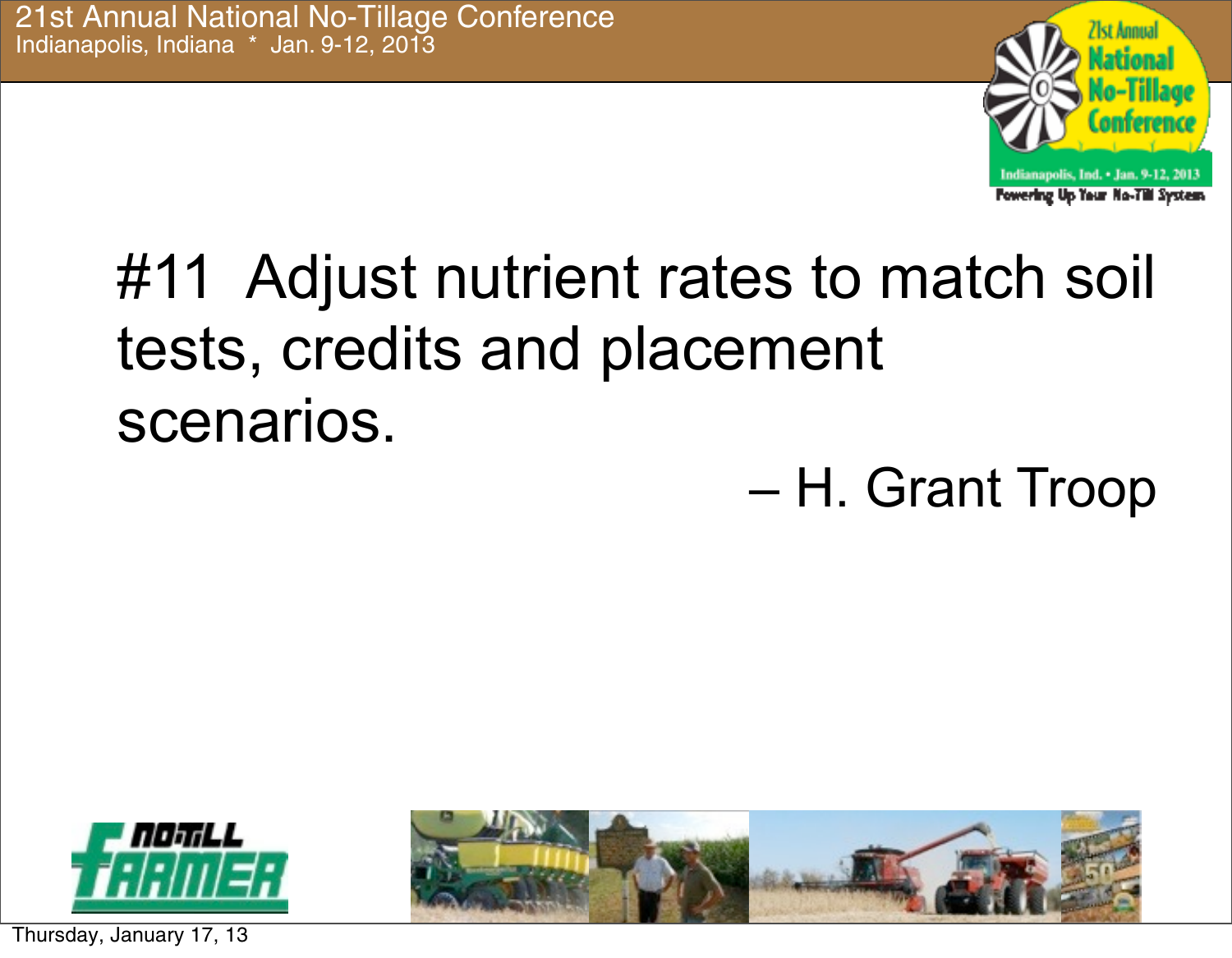#11 Adjust nutrient rates to match soil tests, credits and placement scenarios.

– H. Grant Troop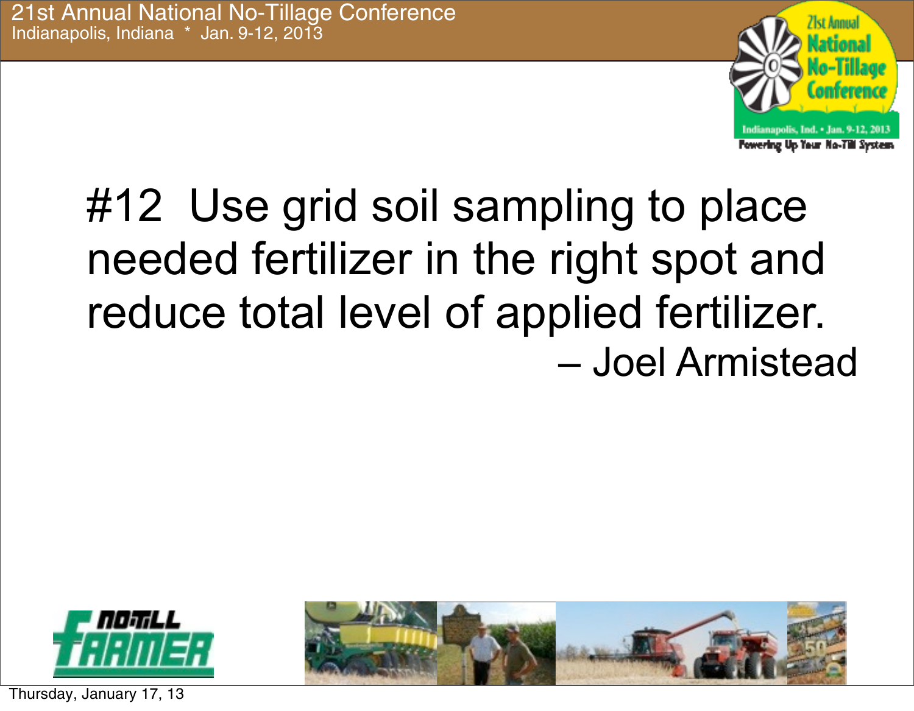#12 Use grid soil sampling to place needed fertilizer in the right spot and reduce total level of applied fertilizer.

– Joel Armistead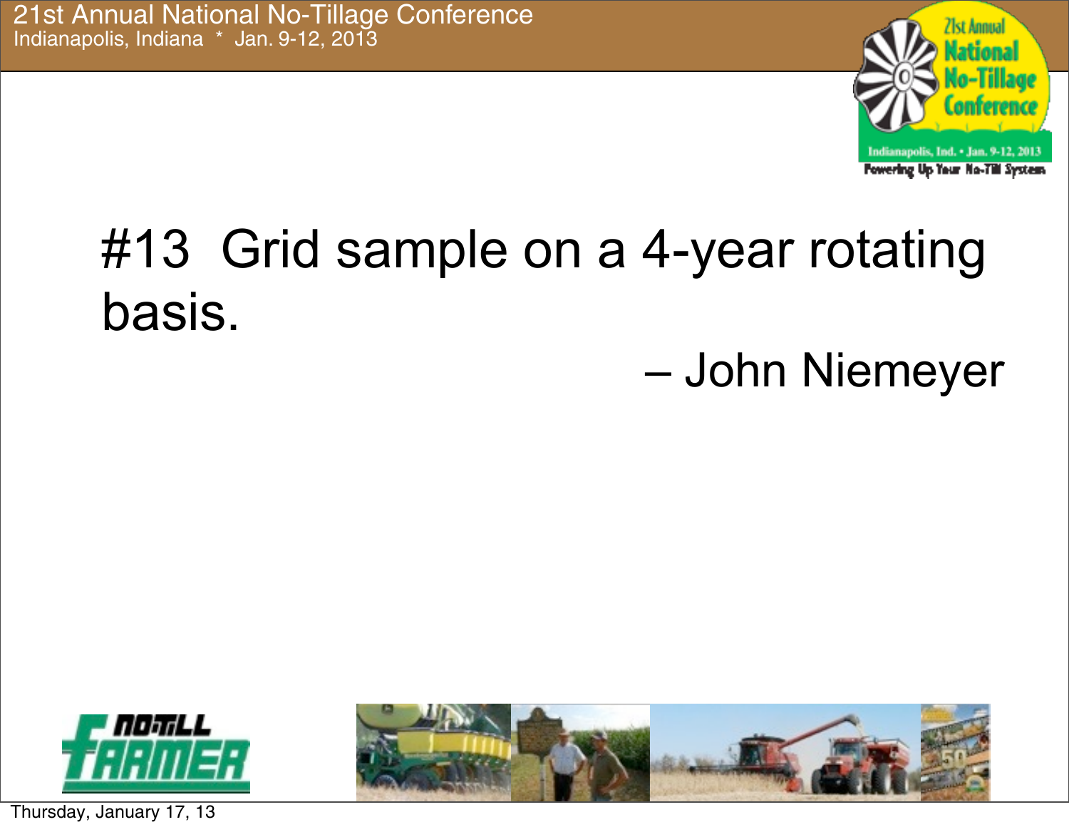#13 Grid sample on a 4-year rotating basis.

– John Niemeyer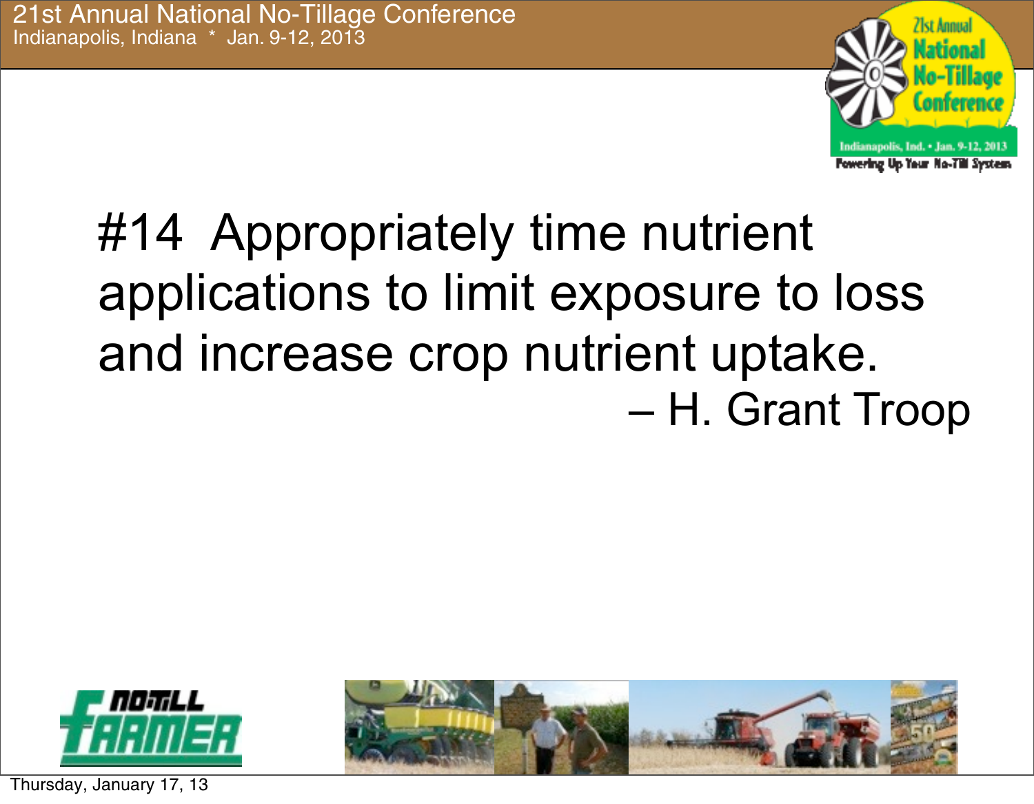#14 Appropriately time nutrient applications to limit exposure to loss and increase crop nutrient uptake.

– H. Grant Troop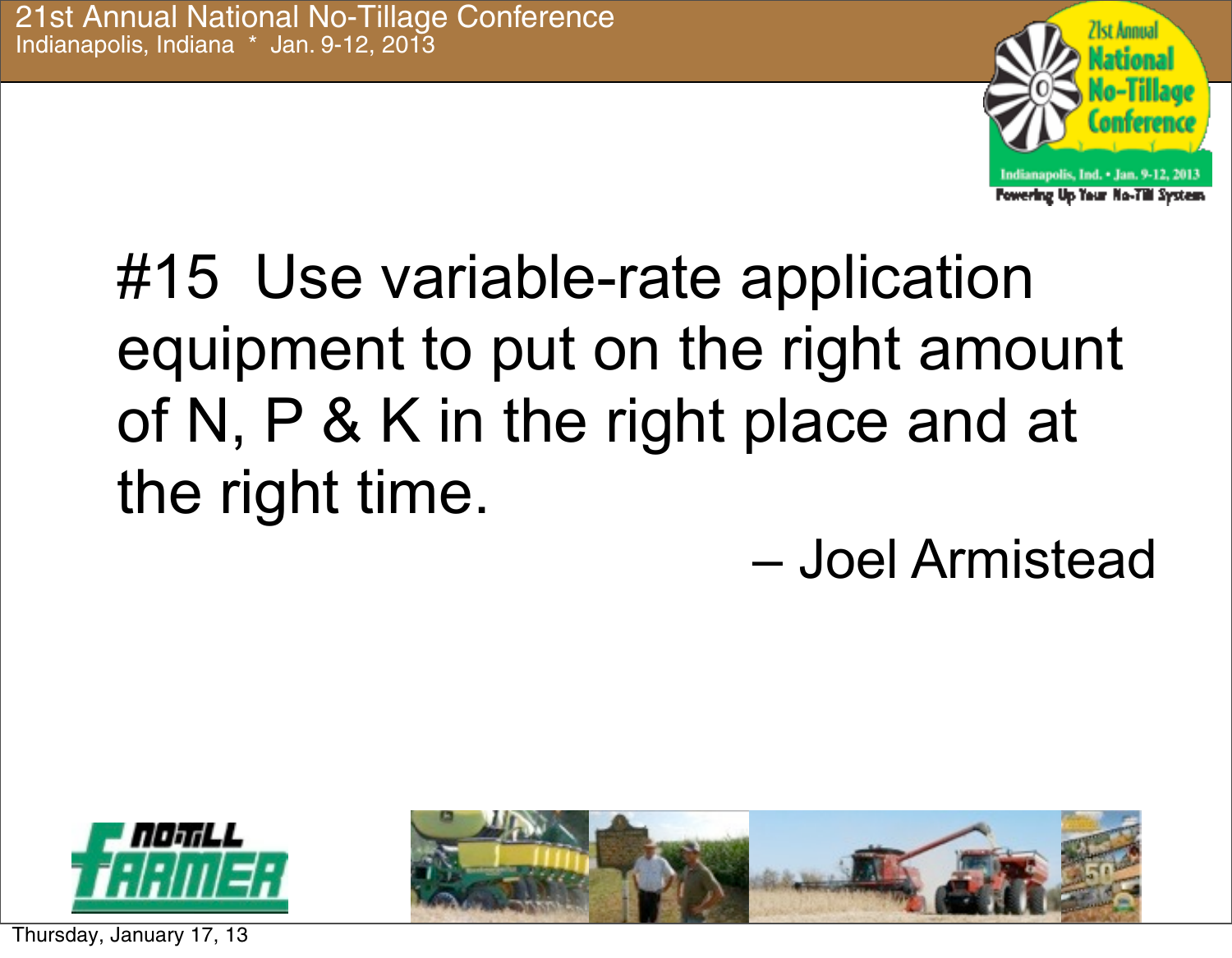#15 Use variable-rate application equipment to put on the right amount of N, P & K in the right place and at the right time.

– Joel Armistead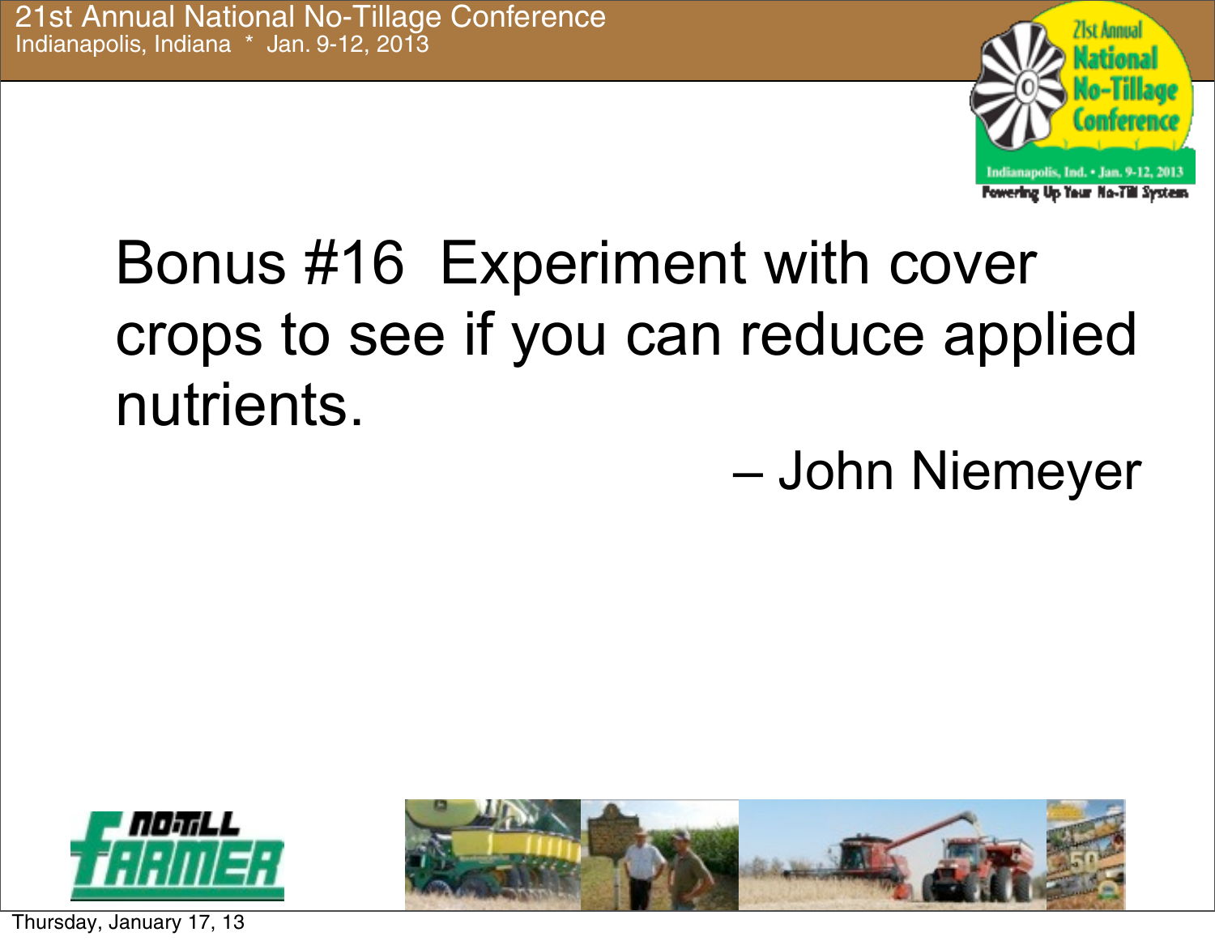Bonus #16 Experiment with cover crops to see if you can reduce applied nutrients.

– John Niemeyer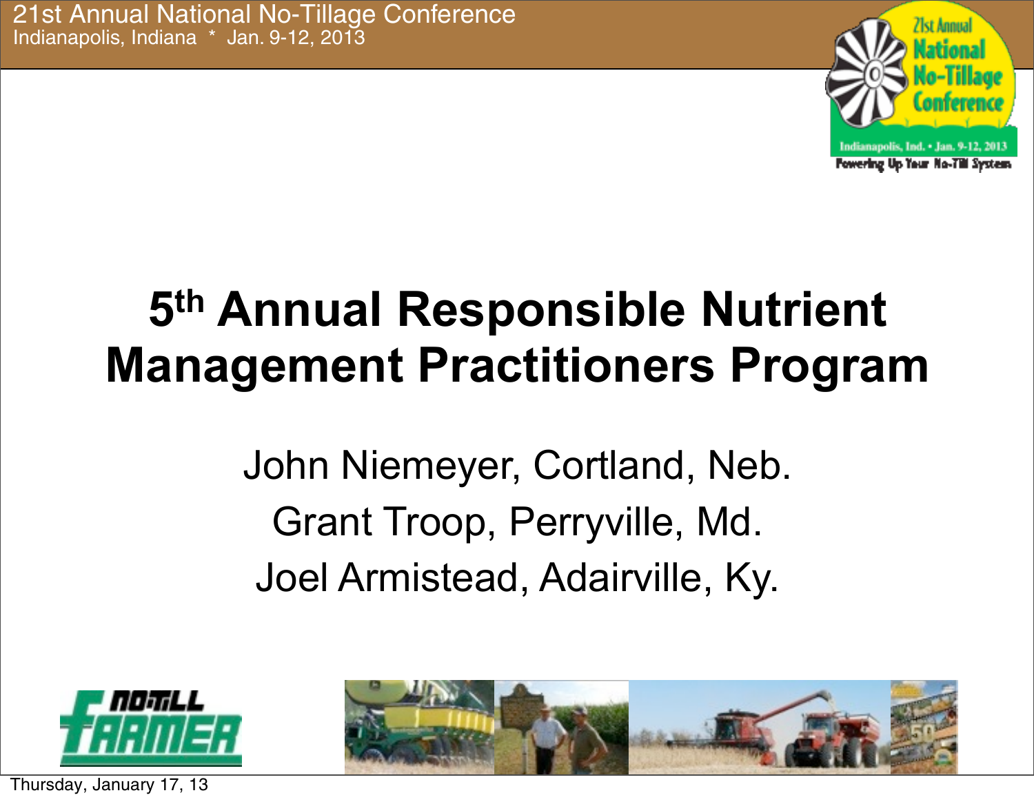# 5th Annual Responsible Nutrient Management Practitioners Program

John Niemeyer, Cortland, Neb.

Grant Troop, Perryville, Md.

Joel Armistead, Adairville, Ky.